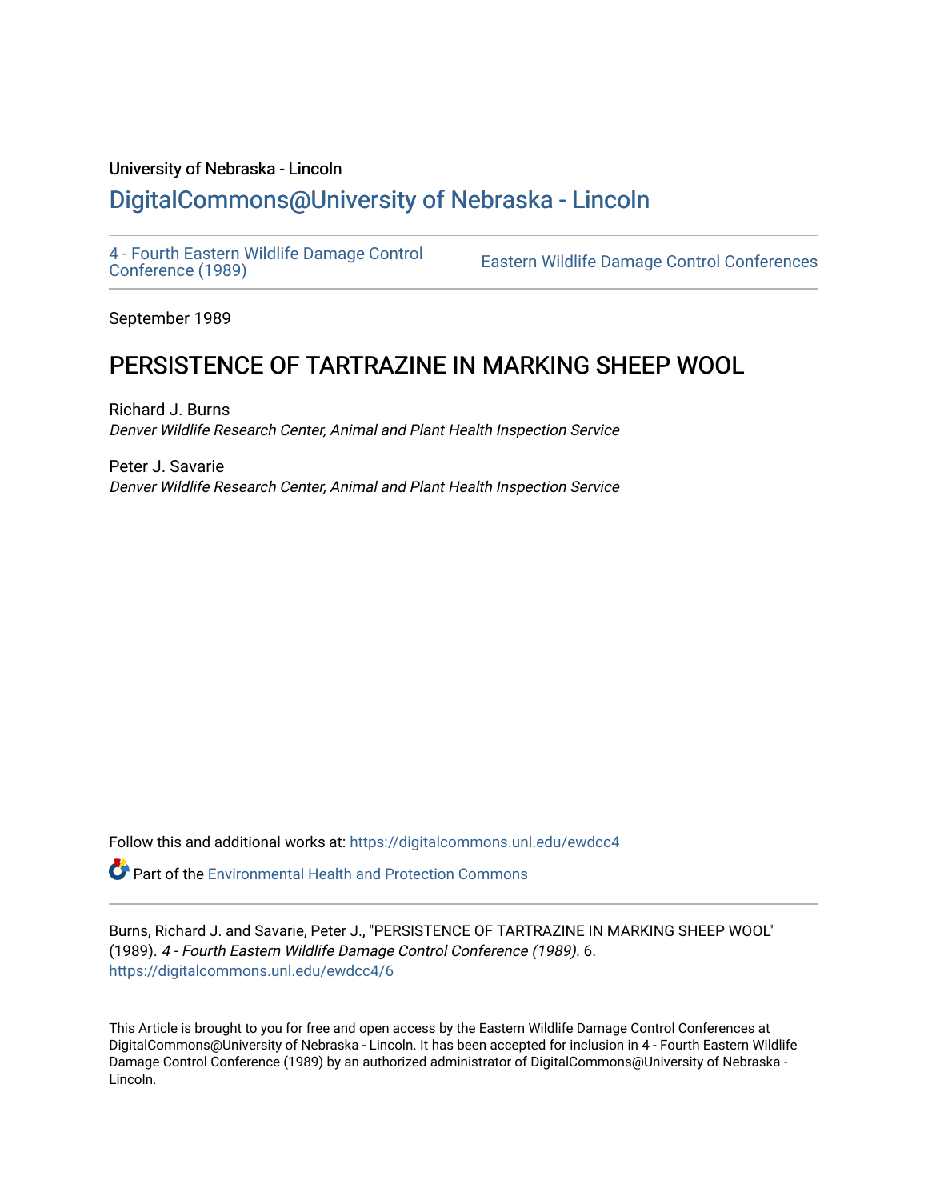University of Nebraska - Lincoln

## DigitalCommons@University of Nebraska - Lincoln

4 - Fourth Eastern Wildlife Damage Control Conference (1989)

Eastern Wildlife Damage Control Conferences

September 1989

# PERSISTENCE OF TARTRAZINE IN MARKING SHEEP WOOL

Richard J. Burns
*Denver Wildlife Research Center, Animal and Plant Health Inspection Service*

Peter J. Savarie
*Denver Wildlife Research Center, Animal and Plant Health Inspection Service*

Follow this and additional works at: https://digitalcommons.unl.edu/ewdcc4

Part of the Environmental Health and Protection Commons

Burns, Richard J. and Savarie, Peter J., "PERSISTENCE OF TARTRAZINE IN MARKING SHEEP WOOL" (1989). *4 - Fourth Eastern Wildlife Damage Control Conference (1989)*. 6.
https://digitalcommons.unl.edu/ewdcc4/6

This Article is brought to you for free and open access by the Eastern Wildlife Damage Control Conferences at DigitalCommons@University of Nebraska - Lincoln. It has been accepted for inclusion in 4 - Fourth Eastern Wildlife Damage Control Conference (1989) by an authorized administrator of DigitalCommons@University of Nebraska - Lincoln.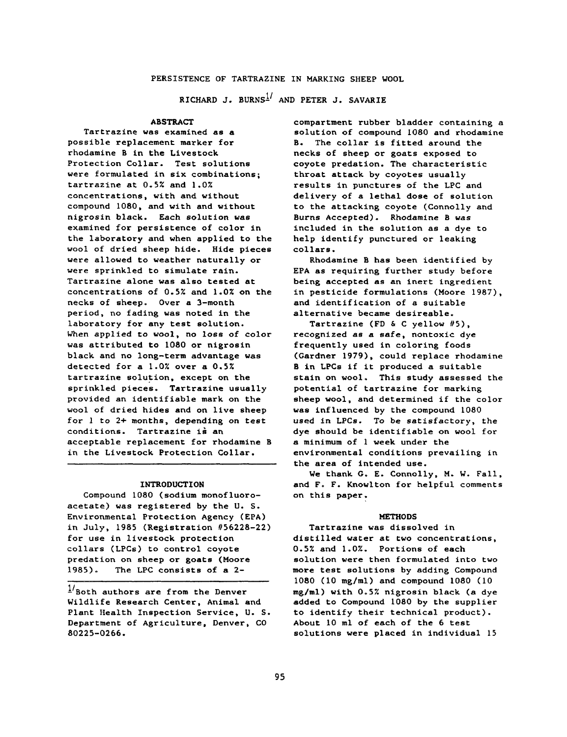# PERSISTENCE OF TARTRAZINE IN MARKING SHEEP WOOL

RICHARD J. BURNS[1] AND PETER J. SAVARIE

## ABSTRACT

Tartrazine was examined as a possible replacement marker for rhodamine B in the Livestock Protection Collar. Test solutions were formulated in six combinations; tartrazine at 0.5% and 1.0% concentrations, with and without compound 1080, and with and without nigrosin black. Each solution was examined for persistence of color in the laboratory and when applied to the wool of dried sheep hide. Hide pieces were allowed to weather naturally or were sprinkled to simulate rain. Tartrazine alone was also tested at concentrations of 0.5% and 1.0% on the necks of sheep. Over a 3-month period, no fading was noted in the laboratory for any test solution. When applied to wool, no loss of color was attributed to 1080 or nigrosin black and no long-term advantage was detected for a 1.0% over a 0.5% tartrazine solution, except on the sprinkled pieces. Tartrazine usually provided an identifiable mark on the wool of dried hides and on live sheep for 1 to 2+ months, depending on test conditions. Tartrazine is an acceptable replacement for rhodamine B in the Livestock Protection Collar.

## INTRODUCTION

Compound 1080 (sodium monofluoroacetate) was registered by the U. S. Environmental Protection Agency (EPA) in July, 1985 (Registration #56228-22) for use in livestock protection collars (LPCs) to control coyote predation on sheep or goats (Moore 1985). The LPC consists of a 2-compartment rubber bladder containing a solution of compound 1080 and rhodamine B. The collar is fitted around the necks of sheep or goats exposed to coyote predation. The characteristic throat attack by coyotes usually results in punctures of the LPC and delivery of a lethal dose of solution to the attacking coyote (Connolly and Burns Accepted). Rhodamine B was included in the solution as a dye to help identify punctured or leaking collars.

Rhodamine B has been identified by EPA as requiring further study before being accepted as an inert ingredient in pesticide formulations (Moore 1987), and identification of a suitable alternative became desireable.

Tartrazine (FD & C yellow #5), recognized as a safe, nontoxic dye frequently used in coloring foods (Gardner 1979), could replace rhodamine B in LPCs if it produced a suitable stain on wool. This study assessed the potential of tartrazine for marking sheep wool, and determined if the color was influenced by the compound 1080 used in LPCs. To be satisfactory, the dye should be identifiable on wool for a minimum of 1 week under the environmental conditions prevailing in the area of intended use.

We thank G. E. Connolly, M. W. Fall, and F. F. Knowlton for helpful comments on this paper.

## METHODS

Tartrazine was dissolved in distilled water at two concentrations, 0.5% and 1.0%. Portions of each solution were then formulated into two more test solutions by adding Compound 1080 (10 mg/ml) and compound 1080 (10 mg/ml) with 0.5% nigrosin black (a dye added to Compound 1080 by the supplier to identify their technical product). About 10 ml of each of the 6 test solutions were placed in individual 15

[1] Both authors are from the Denver Wildlife Research Center, Animal and Plant Health Inspection Service, U. S. Department of Agriculture, Denver, CO 80225-0266.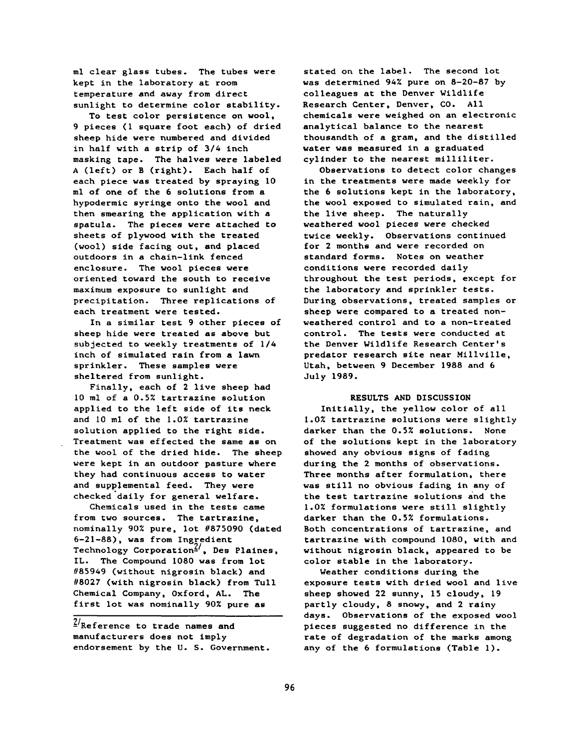ml clear glass tubes. The tubes were kept in the laboratory at room temperature and away from direct sunlight to determine color stability.

To test color persistence on wool, 9 pieces (1 square foot each) of dried sheep hide were numbered and divided in half with a strip of 3/4 inch masking tape. The halves were labeled A (left) or B (right). Each half of each piece was treated by spraying 10 ml of one of the 6 solutions from a hypodermic syringe onto the wool and then smearing the application with a spatula. The pieces were attached to sheets of plywood with the treated (wool) side facing out, and placed outdoors in a chain-link fenced enclosure. The wool pieces were oriented toward the south to receive maximum exposure to sunlight and precipitation. Three replications of each treatment were tested.

In a similar test 9 other pieces of sheep hide were treated as above but subjected to weekly treatments of 1/4 inch of simulated rain from a lawn sprinkler. These samples were sheltered from sunlight.

Finally, each of 2 live sheep had 10 ml of a 0.5% tartrazine solution applied to the left side of its neck and 10 ml of the 1.0% tartrazine solution applied to the right side. Treatment was effected the same as on the wool of the dried hide. The sheep were kept in an outdoor pasture where they had continuous access to water and supplemental feed. They were checked daily for general welfare.

Chemicals used in the tests came from two sources. The tartrazine, nominally 90% pure, lot #875090 (dated 6-21-88), was from Ingredient Technology Corporation[2], Des Plaines, IL. The Compound 1080 was from lot #85949 (without nigrosin black) and #8027 (with nigrosin black) from Tull Chemical Company, Oxford, AL. The first lot was nominally 90% pure as stated on the label. The second lot was determined 94% pure on 8-20-87 by colleagues at the Denver Wildlife Research Center, Denver, CO. All chemicals were weighed on an electronic analytical balance to the nearest thousandth of a gram, and the distilled water was measured in a graduated cylinder to the nearest milliliter.

Observations to detect color changes in the treatments were made weekly for the 6 solutions kept in the laboratory, the wool exposed to simulated rain, and the live sheep. The naturally weathered wool pieces were checked twice weekly. Observations continued for 2 months and were recorded on standard forms. Notes on weather conditions were recorded daily throughout the test periods, except for the laboratory and sprinkler tests. During observations, treated samples or sheep were compared to a treated non-weathered control and to a non-treated control. The tests were conducted at the Denver Wildlife Research Center's predator research site near Millville, Utah, between 9 December 1988 and 6 July 1989.

## RESULTS AND DISCUSSION

Initially, the yellow color of all 1.0% tartrazine solutions were slightly darker than the 0.5% solutions. None of the solutions kept in the laboratory showed any obvious signs of fading during the 2 months of observations. Three months after formulation, there was still no obvious fading in any of the test tartrazine solutions and the 1.0% formulations were still slightly darker than the 0.5% formulations. Both concentrations of tartrazine, and tartrazine with compound 1080, with and without nigrosin black, appeared to be color stable in the laboratory.

Weather conditions during the exposure tests with dried wool and live sheep showed 22 sunny, 15 cloudy, 19 partly cloudy, 8 snowy, and 2 rainy days. Observations of the exposed wool pieces suggested no difference in the rate of degradation of the marks among any of the 6 formulations (Table 1).

[2] Reference to trade names and manufacturers does not imply endorsement by the U. S. Government.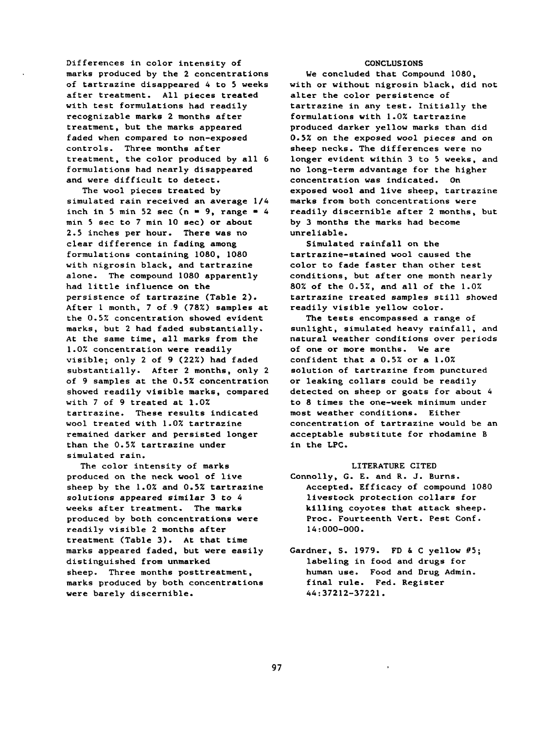Differences in color intensity of marks produced by the 2 concentrations of tartrazine disappeared 4 to 5 weeks after treatment. All pieces treated with test formulations had readily recognizable marks 2 months after treatment, but the marks appeared faded when compared to non-exposed controls. Three months after treatment, the color produced by all 6 formulations had nearly disappeared and were difficult to detect.

The wool pieces treated by simulated rain received an average 1/4 inch in 5 min 52 sec (n = 9, range = 4 min 5 sec to 7 min 10 sec) or about 2.5 inches per hour. There was no clear difference in fading among formulations containing 1080, 1080 with nigrosin black, and tartrazine alone. The compound 1080 apparently had little influence on the persistence of tartrazine (Table 2). After 1 month, 7 of 9 (78%) samples at the 0.5% concentration showed evident marks, but 2 had faded substantially. At the same time, all marks from the 1.0% concentration were readily visible; only 2 of 9 (22%) had faded substantially. After 2 months, only 2 of 9 samples at the 0.5% concentration showed readily visible marks, compared with 7 of 9 treated at 1.0% tartrazine. These results indicated wool treated with 1.0% tartrazine remained darker and persisted longer than the 0.5% tartrazine under simulated rain.

The color intensity of marks produced on the neck wool of live sheep by the 1.0% and 0.5% tartrazine solutions appeared similar 3 to 4 weeks after treatment. The marks produced by both concentrations were readily visible 2 months after treatment (Table 3). At that time marks appeared faded, but were easily distinguished from unmarked sheep. Three months posttreatment, marks produced by both concentrations were barely discernible.

## CONCLUSIONS

We concluded that Compound 1080, with or without nigrosin black, did not alter the color persistence of tartrazine in any test. Initially the formulations with 1.0% tartrazine produced darker yellow marks than did 0.5% on the exposed wool pieces and on sheep necks. The differences were no longer evident within 3 to 5 weeks, and no long-term advantage for the higher concentration was indicated. On exposed wool and live sheep, tartrazine marks from both concentrations were readily discernible after 2 months, but by 3 months the marks had become unreliable.

Simulated rainfall on the tartrazine-stained wool caused the color to fade faster than other test conditions, but after one month nearly 80% of the 0.5%, and all of the 1.0% tartrazine treated samples still showed readily visible yellow color.

The tests encompassed a range of sunlight, simulated heavy rainfall, and natural weather conditions over periods of one or more months. We are confident that a 0.5% or a 1.0% solution of tartrazine from punctured or leaking collars could be readily detected on sheep or goats for about 4 to 8 times the one-week minimum under most weather conditions. Either concentration of tartrazine would be an acceptable substitute for rhodamine B in the LPC.

## LITERATURE CITED

Connolly, G. E. and R. J. Burns. Accepted. Efficacy of compound 1080 livestock protection collars for killing coyotes that attack sheep. Proc. Fourteenth Vert. Pest Conf. 14:000-000.

Gardner, S. 1979. FD & C yellow #5; labeling in food and drugs for human use. Food and Drug Admin. final rule. Fed. Register 44:37212-37221.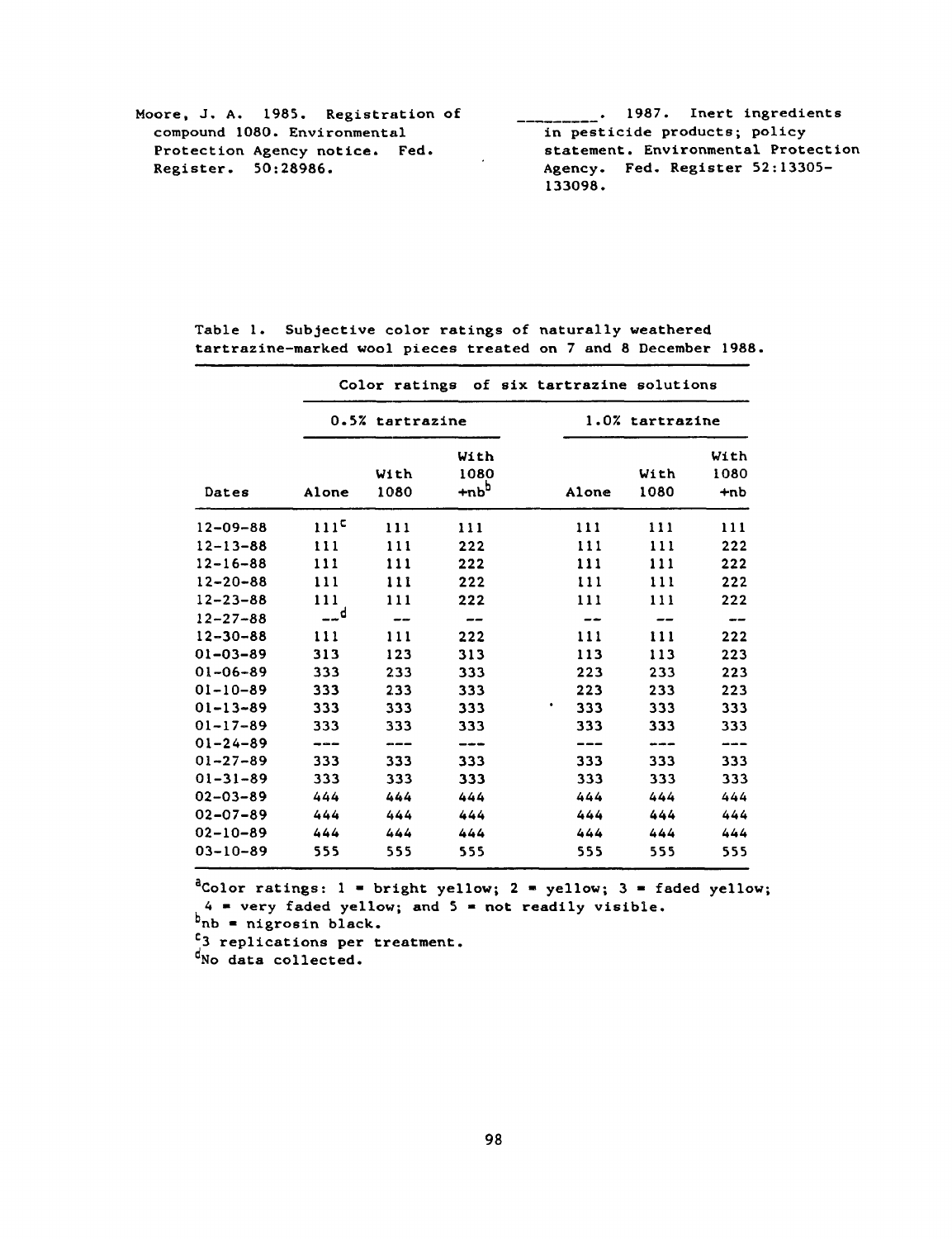Moore, J. A. 1985. Registration of compound 1080. Environmental Protection Agency notice. Fed. Register. 50:28986.

\_\_\_\_\_\_\_\_\_. 1987. Inert ingredients in pesticide products; policy statement. Environmental Protection Agency. Fed. Register 52:13305-133098.

Table 1. Subjective color ratings of naturally weathered tartrazine-marked wool pieces treated on 7 and 8 December 1988.

| | Color ratings of six tartrazine solutions | | | | | |
|---|---|---|---|---|---|---|
| | 0.5% tartrazine | | | 1.0% tartrazine | | |
| Dates | Alone | With 1080 | With 1080 +nb[b] | Alone | With 1080 | With 1080 +nb |
| 12-09-88 | 111[c] | 111 | 111 | 111 | 111 | 111 |
| 12-13-88 | 111 | 111 | 222 | 111 | 111 | 222 |
| 12-16-88 | 111 | 111 | 222 | 111 | 111 | 222 |
| 12-20-88 | 111 | 111 | 222 | 111 | 111 | 222 |
| 12-23-88 | 111 | 111 | 222 | 111 | 111 | 222 |
| 12-27-88 | --[d] | -- | -- | -- | -- | -- |
| 12-30-88 | 111 | 111 | 222 | 111 | 111 | 222 |
| 01-03-89 | 313 | 123 | 313 | 113 | 113 | 223 |
| 01-06-89 | 333 | 233 | 333 | 223 | 233 | 223 |
| 01-10-89 | 333 | 233 | 333 | 223 | 233 | 223 |
| 01-13-89 | 333 | 333 | 333 | 333 | 333 | 333 |
| 01-17-89 | 333 | 333 | 333 | 333 | 333 | 333 |
| 01-24-89 | --- | --- | --- | --- | --- | --- |
| 01-27-89 | 333 | 333 | 333 | 333 | 333 | 333 |
| 01-31-89 | 333 | 333 | 333 | 333 | 333 | 333 |
| 02-03-89 | 444 | 444 | 444 | 444 | 444 | 444 |
| 02-07-89 | 444 | 444 | 444 | 444 | 444 | 444 |
| 02-10-89 | 444 | 444 | 444 | 444 | 444 | 444 |
| 03-10-89 | 555 | 555 | 555 | 555 | 555 | 555 |

[a]Color ratings: 1 = bright yellow; 2 = yellow; 3 = faded yellow; 4 = very faded yellow; and 5 = not readily visible.
[b]nb = nigrosin black.
[c]3 replications per treatment.
[d]No data collected.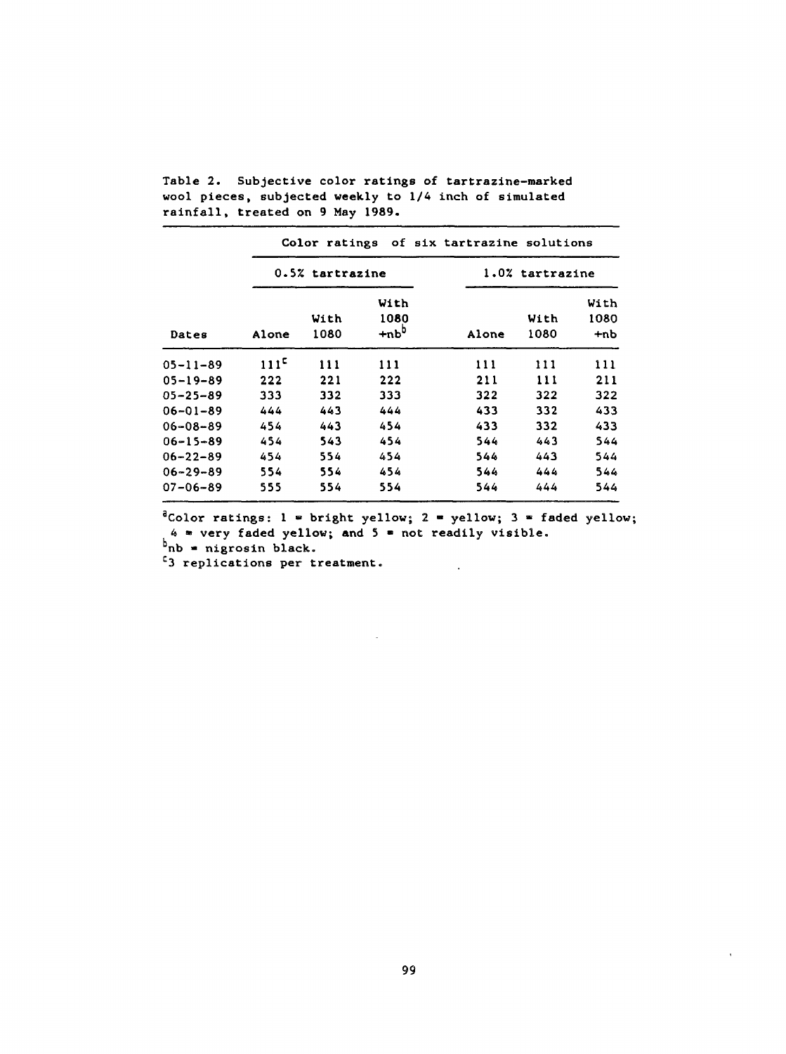Table 2. Subjective color ratings of tartrazine-marked wool pieces, subjected weekly to 1/4 inch of simulated rainfall, treated on 9 May 1989.

| | Color ratings of six tartrazine solutions | | | | | |
|---|---|---|---|---|---|---|
| | 0.5% tartrazine | | | 1.0% tartrazine | | |
| Dates | Alone | With 1080 | With 1080 +nb[b] | Alone | With 1080 | With 1080 +nb |
| 05-11-89 | 111[c] | 111 | 111 | 111 | 111 | 111 |
| 05-19-89 | 222 | 221 | 222 | 211 | 111 | 211 |
| 05-25-89 | 333 | 332 | 333 | 322 | 322 | 322 |
| 06-01-89 | 444 | 443 | 444 | 433 | 332 | 433 |
| 06-08-89 | 454 | 443 | 454 | 433 | 332 | 433 |
| 06-15-89 | 454 | 543 | 454 | 544 | 443 | 544 |
| 06-22-89 | 454 | 554 | 454 | 544 | 443 | 544 |
| 06-29-89 | 554 | 554 | 454 | 544 | 444 | 544 |
| 07-06-89 | 555 | 554 | 554 | 544 | 444 | 544 |

[a]Color ratings: 1 = bright yellow; 2 = yellow; 3 = faded yellow; 4 = very faded yellow; and 5 = not readily visible.
[b]nb = nigrosin black.
[c]3 replications per treatment.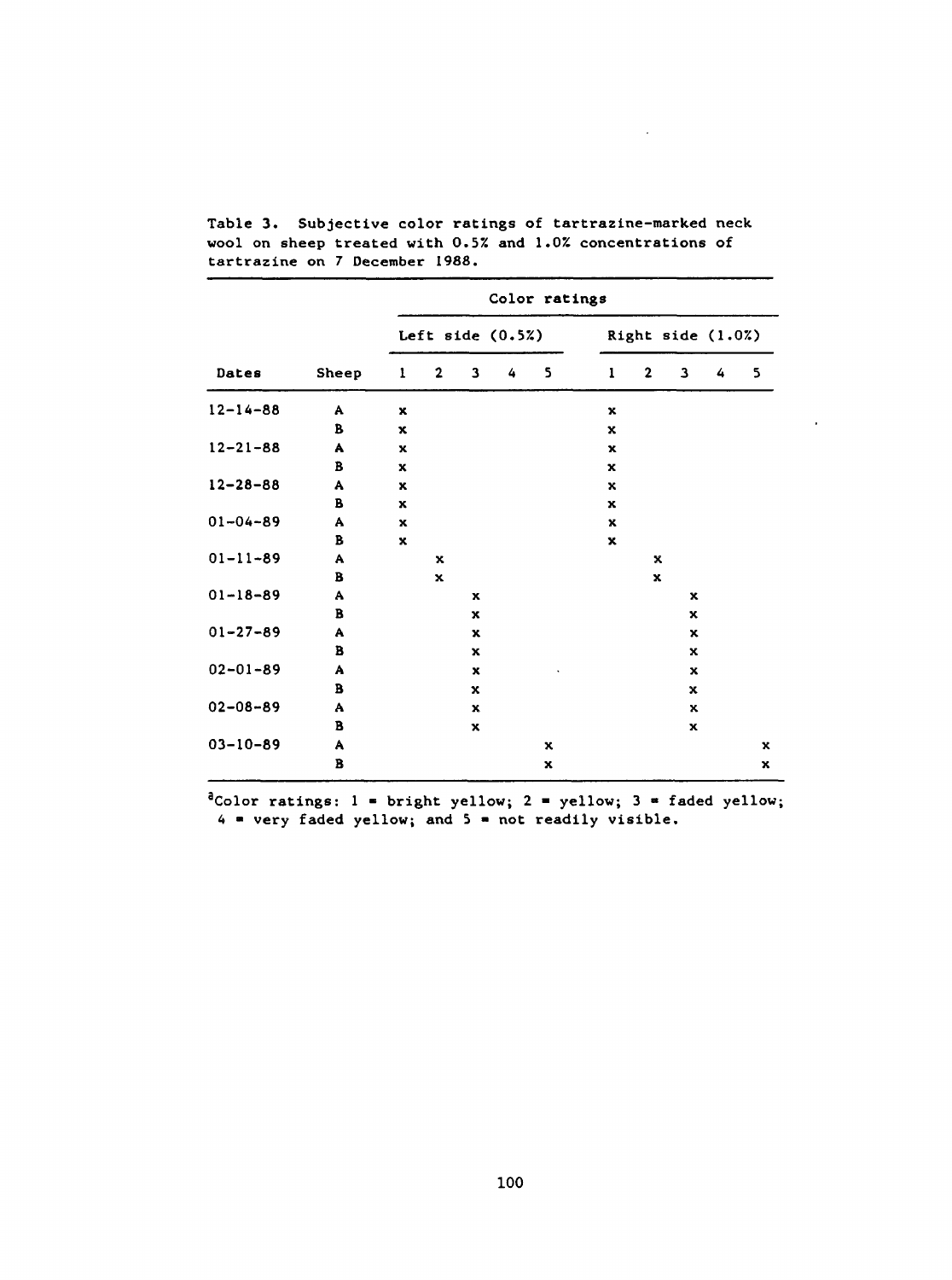Table 3. Subjective color ratings of tartrazine-marked neck wool on sheep treated with 0.5% and 1.0% concentrations of tartrazine on 7 December 1988.

| | | Color ratings[a] | | | | | | | | | |
|---|---|---|---|---|---|---|---|---|---|---|---|
| | | Left side (0.5%) | | | | | Right side (1.0%) | | | | |
| Dates | Sheep | 1 | 2 | 3 | 4 | 5 | 1 | 2 | 3 | 4 | 5 |
| 12-14-88 | A | x | | | | | x | | | | |
| | B | x | | | | | x | | | | |
| 12-21-88 | A | x | | | | | x | | | | |
| | B | x | | | | | x | | | | |
| 12-28-88 | A | x | | | | | x | | | | |
| | B | x | | | | | x | | | | |
| 01-04-89 | A | x | | | | | x | | | | |
| | B | x | | | | | x | | | | |
| 01-11-89 | A | | x | | | | | x | | | |
| | B | | x | | | | | x | | | |
| 01-18-89 | A | | | x | | | | | x | | |
| | B | | | x | | | | | x | | |
| 01-27-89 | A | | | x | | | | | x | | |
| | B | | | x | | | | | x | | |
| 02-01-89 | A | | | x | | | | | x | | |
| | B | | | x | | | | | x | | |
| 02-08-89 | A | | | x | | | | | x | | |
| | B | | | x | | | | | x | | |
| 03-10-89 | A | | | | | x | | | | | x |
| | B | | | | | x | | | | | x |

[a]Color ratings: 1 = bright yellow; 2 = yellow; 3 = faded yellow; 4 = very faded yellow; and 5 = not readily visible.